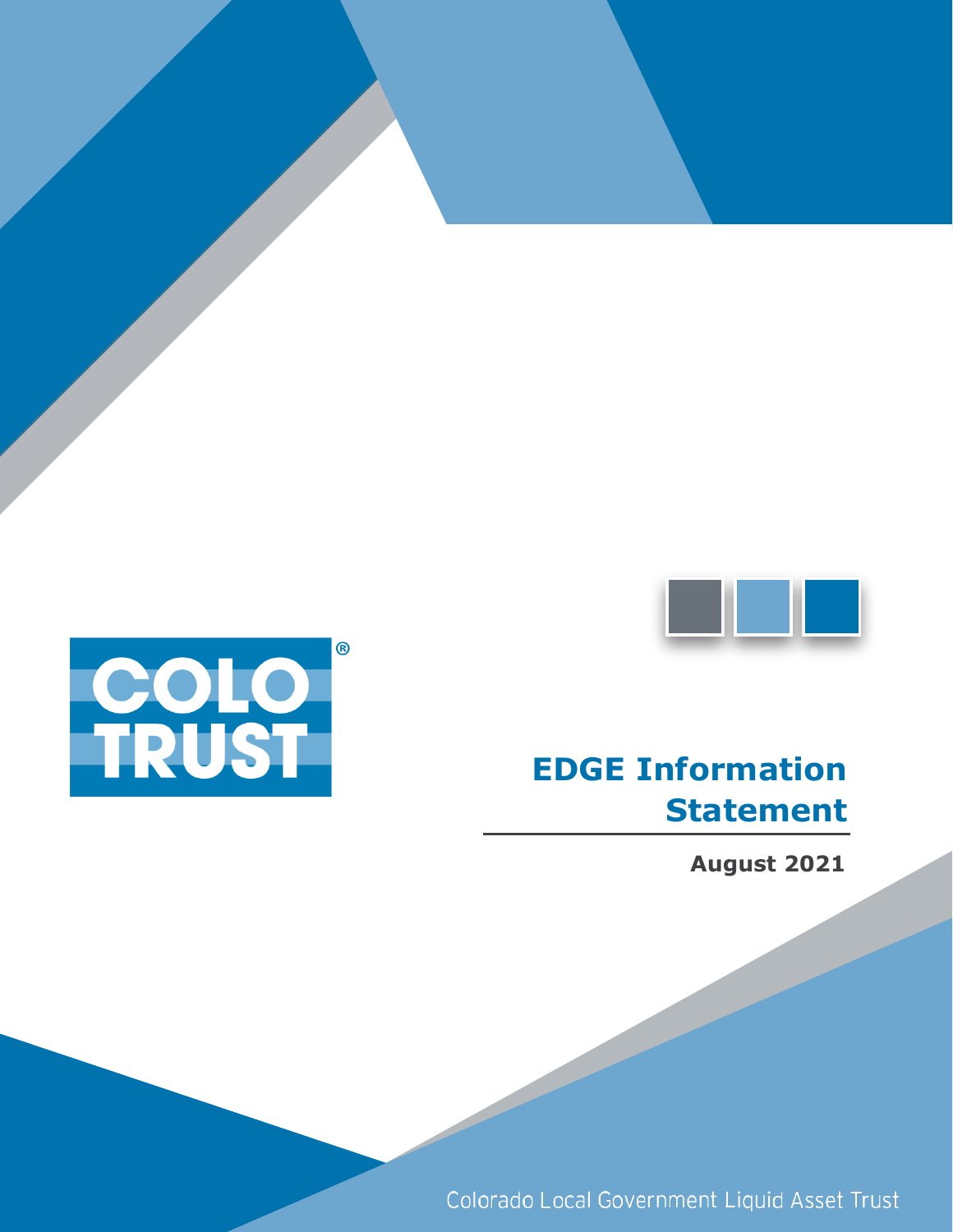COLO TRUST®

# EDGE Information Statement

**August 2021**

Colorado Local Government Liquid Asset Trust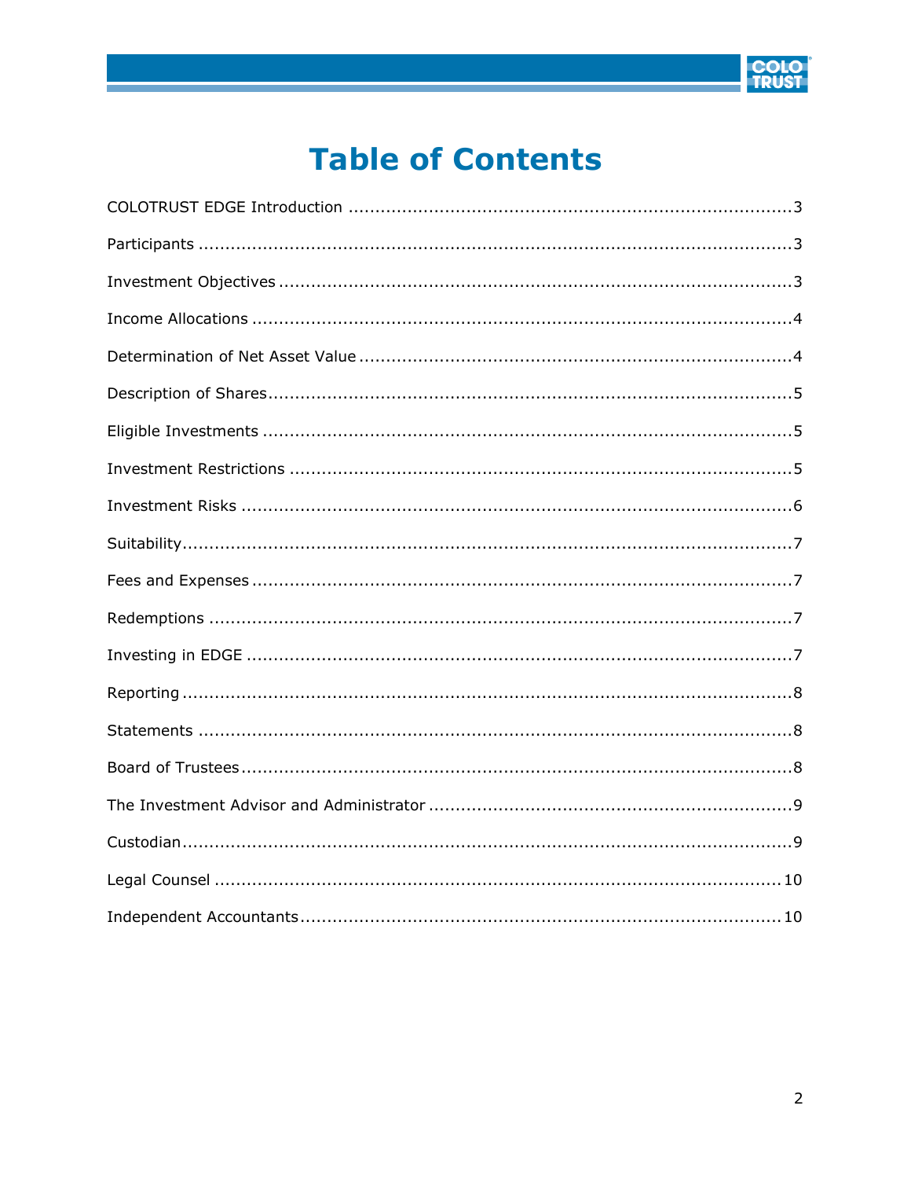# Table of Contents

COLOTRUST EDGE Introduction ........................................................................3

Participants ........................................................................3

Investment Objectives ........................................................................3

Income Allocations ........................................................................4

Determination of Net Asset Value ........................................................................4

Description of Shares ........................................................................5

Eligible Investments ........................................................................5

Investment Restrictions ........................................................................5

Investment Risks ........................................................................6

Suitability ........................................................................7

Fees and Expenses ........................................................................7

Redemptions ........................................................................7

Investing in EDGE ........................................................................7

Reporting ........................................................................8

Statements ........................................................................8

Board of Trustees ........................................................................8

The Investment Advisor and Administrator ........................................................................9

Custodian ........................................................................9

Legal Counsel ........................................................................10

Independent Accountants ........................................................................10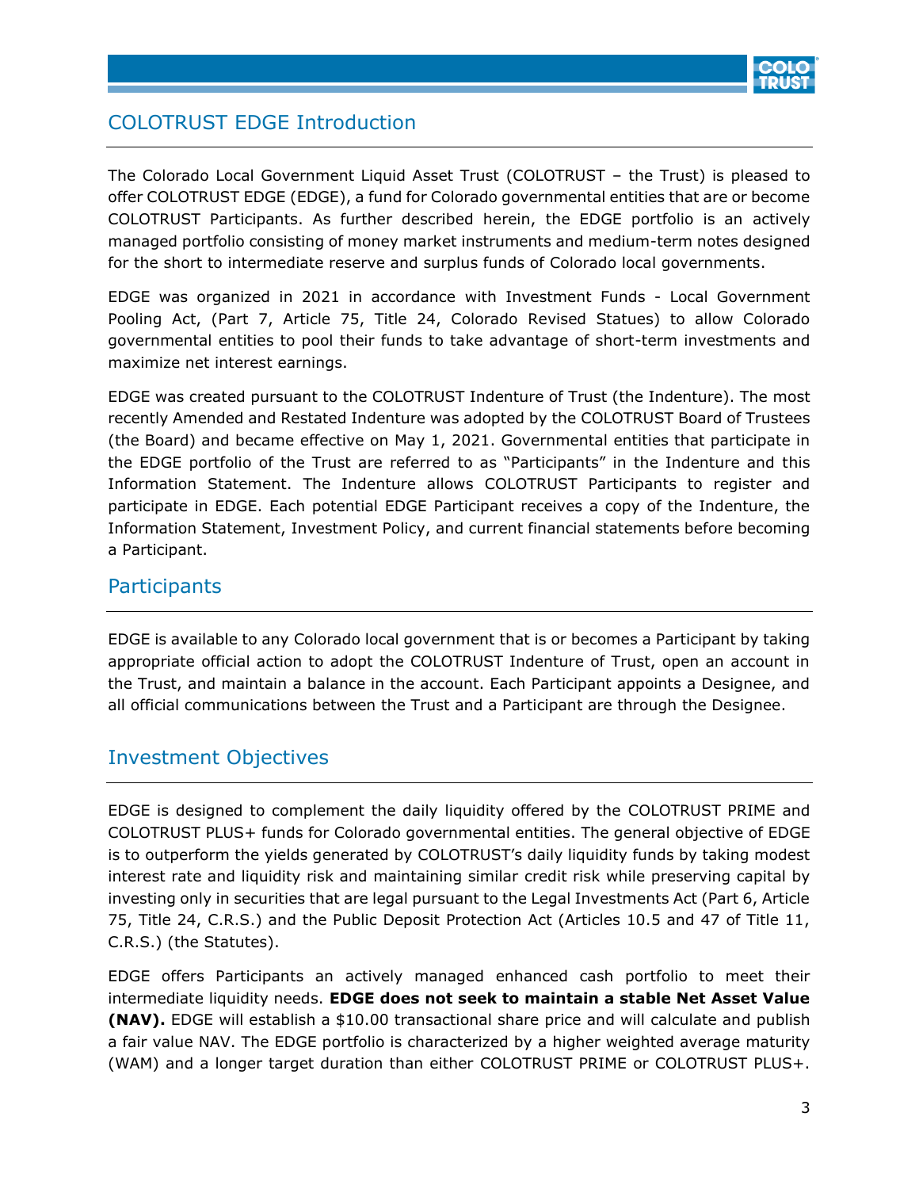## COLOTRUST EDGE Introduction

The Colorado Local Government Liquid Asset Trust (COLOTRUST – the Trust) is pleased to offer COLOTRUST EDGE (EDGE), a fund for Colorado governmental entities that are or become COLOTRUST Participants. As further described herein, the EDGE portfolio is an actively managed portfolio consisting of money market instruments and medium-term notes designed for the short to intermediate reserve and surplus funds of Colorado local governments.

EDGE was organized in 2021 in accordance with Investment Funds - Local Government Pooling Act, (Part 7, Article 75, Title 24, Colorado Revised Statues) to allow Colorado governmental entities to pool their funds to take advantage of short-term investments and maximize net interest earnings.

EDGE was created pursuant to the COLOTRUST Indenture of Trust (the Indenture). The most recently Amended and Restated Indenture was adopted by the COLOTRUST Board of Trustees (the Board) and became effective on May 1, 2021. Governmental entities that participate in the EDGE portfolio of the Trust are referred to as "Participants" in the Indenture and this Information Statement. The Indenture allows COLOTRUST Participants to register and participate in EDGE. Each potential EDGE Participant receives a copy of the Indenture, the Information Statement, Investment Policy, and current financial statements before becoming a Participant.

## Participants

EDGE is available to any Colorado local government that is or becomes a Participant by taking appropriate official action to adopt the COLOTRUST Indenture of Trust, open an account in the Trust, and maintain a balance in the account. Each Participant appoints a Designee, and all official communications between the Trust and a Participant are through the Designee.

## Investment Objectives

EDGE is designed to complement the daily liquidity offered by the COLOTRUST PRIME and COLOTRUST PLUS+ funds for Colorado governmental entities. The general objective of EDGE is to outperform the yields generated by COLOTRUST's daily liquidity funds by taking modest interest rate and liquidity risk and maintaining similar credit risk while preserving capital by investing only in securities that are legal pursuant to the Legal Investments Act (Part 6, Article 75, Title 24, C.R.S.) and the Public Deposit Protection Act (Articles 10.5 and 47 of Title 11, C.R.S.) (the Statutes).

EDGE offers Participants an actively managed enhanced cash portfolio to meet their intermediate liquidity needs. **EDGE does not seek to maintain a stable Net Asset Value (NAV).** EDGE will establish a $10.00 transactional share price and will calculate and publish a fair value NAV. The EDGE portfolio is characterized by a higher weighted average maturity (WAM) and a longer target duration than either COLOTRUST PRIME or COLOTRUST PLUS+.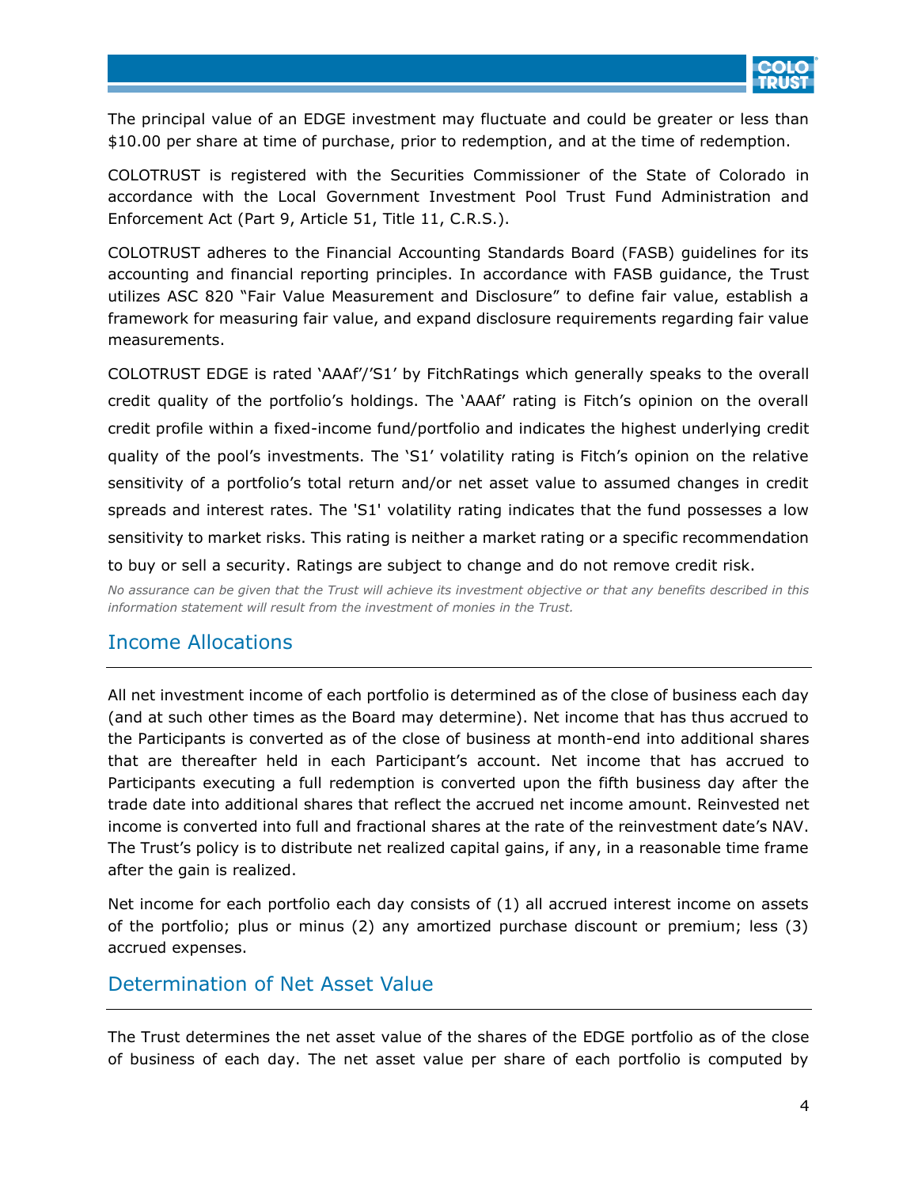The principal value of an EDGE investment may fluctuate and could be greater or less than $10.00 per share at time of purchase, prior to redemption, and at the time of redemption.

COLOTRUST is registered with the Securities Commissioner of the State of Colorado in accordance with the Local Government Investment Pool Trust Fund Administration and Enforcement Act (Part 9, Article 51, Title 11, C.R.S.).

COLOTRUST adheres to the Financial Accounting Standards Board (FASB) guidelines for its accounting and financial reporting principles. In accordance with FASB guidance, the Trust utilizes ASC 820 "Fair Value Measurement and Disclosure" to define fair value, establish a framework for measuring fair value, and expand disclosure requirements regarding fair value measurements.

COLOTRUST EDGE is rated 'AAAf'/'S1' by FitchRatings which generally speaks to the overall credit quality of the portfolio's holdings. The 'AAAf' rating is Fitch's opinion on the overall credit profile within a fixed-income fund/portfolio and indicates the highest underlying credit quality of the pool's investments. The 'S1' volatility rating is Fitch's opinion on the relative sensitivity of a portfolio's total return and/or net asset value to assumed changes in credit spreads and interest rates. The 'S1' volatility rating indicates that the fund possesses a low sensitivity to market risks. This rating is neither a market rating or a specific recommendation to buy or sell a security. Ratings are subject to change and do not remove credit risk.

*No assurance can be given that the Trust will achieve its investment objective or that any benefits described in this information statement will result from the investment of monies in the Trust.*

## Income Allocations

All net investment income of each portfolio is determined as of the close of business each day (and at such other times as the Board may determine). Net income that has thus accrued to the Participants is converted as of the close of business at month-end into additional shares that are thereafter held in each Participant's account. Net income that has accrued to Participants executing a full redemption is converted upon the fifth business day after the trade date into additional shares that reflect the accrued net income amount. Reinvested net income is converted into full and fractional shares at the rate of the reinvestment date's NAV. The Trust's policy is to distribute net realized capital gains, if any, in a reasonable time frame after the gain is realized.

Net income for each portfolio each day consists of (1) all accrued interest income on assets of the portfolio; plus or minus (2) any amortized purchase discount or premium; less (3) accrued expenses.

## Determination of Net Asset Value

The Trust determines the net asset value of the shares of the EDGE portfolio as of the close of business of each day. The net asset value per share of each portfolio is computed by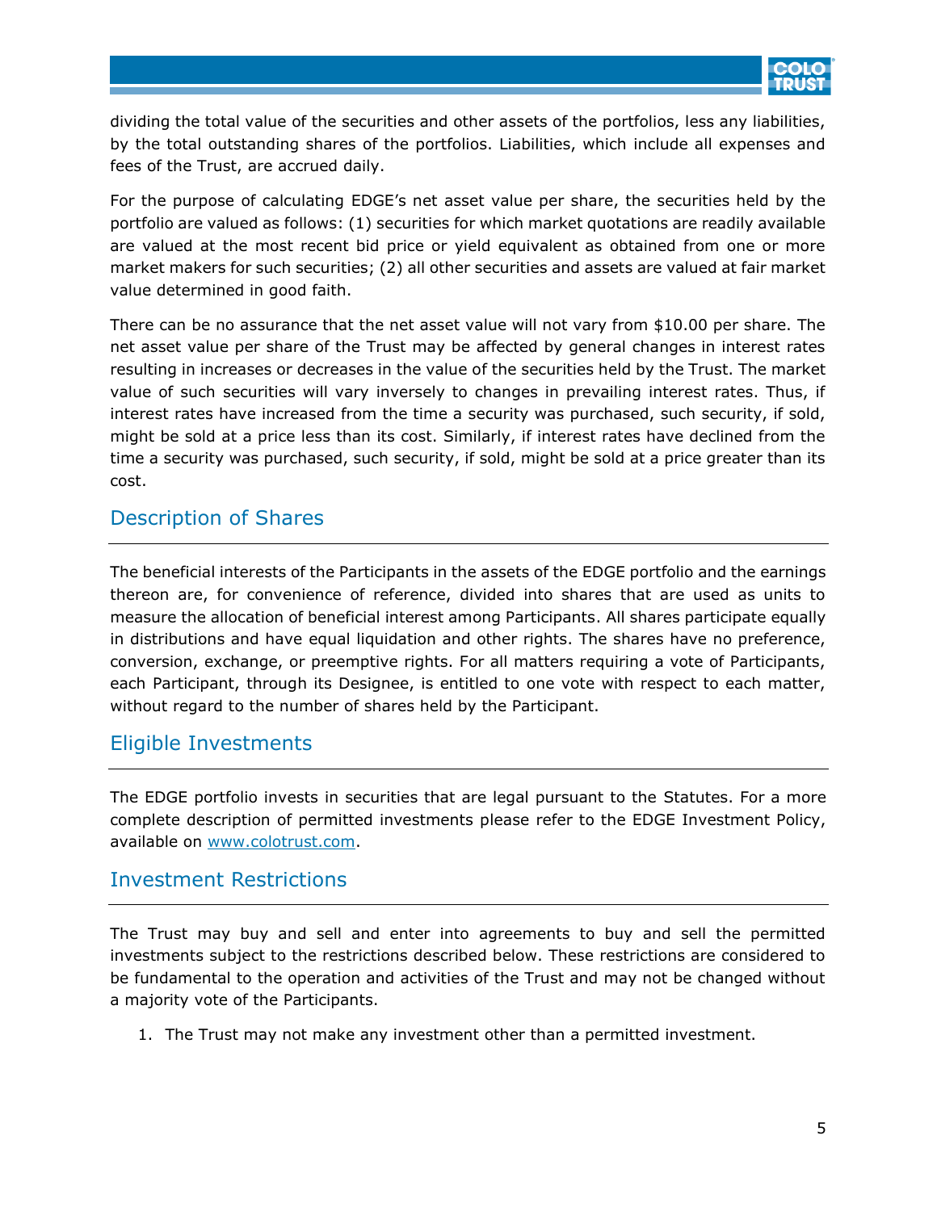dividing the total value of the securities and other assets of the portfolios, less any liabilities, by the total outstanding shares of the portfolios. Liabilities, which include all expenses and fees of the Trust, are accrued daily.

For the purpose of calculating EDGE's net asset value per share, the securities held by the portfolio are valued as follows: (1) securities for which market quotations are readily available are valued at the most recent bid price or yield equivalent as obtained from one or more market makers for such securities; (2) all other securities and assets are valued at fair market value determined in good faith.

There can be no assurance that the net asset value will not vary from $10.00 per share. The net asset value per share of the Trust may be affected by general changes in interest rates resulting in increases or decreases in the value of the securities held by the Trust. The market value of such securities will vary inversely to changes in prevailing interest rates. Thus, if interest rates have increased from the time a security was purchased, such security, if sold, might be sold at a price less than its cost. Similarly, if interest rates have declined from the time a security was purchased, such security, if sold, might be sold at a price greater than its cost.

## Description of Shares

The beneficial interests of the Participants in the assets of the EDGE portfolio and the earnings thereon are, for convenience of reference, divided into shares that are used as units to measure the allocation of beneficial interest among Participants. All shares participate equally in distributions and have equal liquidation and other rights. The shares have no preference, conversion, exchange, or preemptive rights. For all matters requiring a vote of Participants, each Participant, through its Designee, is entitled to one vote with respect to each matter, without regard to the number of shares held by the Participant.

## Eligible Investments

The EDGE portfolio invests in securities that are legal pursuant to the Statutes. For a more complete description of permitted investments please refer to the EDGE Investment Policy, available on [www.colotrust.com](http://www.colotrust.com).

## Investment Restrictions

The Trust may buy and sell and enter into agreements to buy and sell the permitted investments subject to the restrictions described below. These restrictions are considered to be fundamental to the operation and activities of the Trust and may not be changed without a majority vote of the Participants.

1. The Trust may not make any investment other than a permitted investment.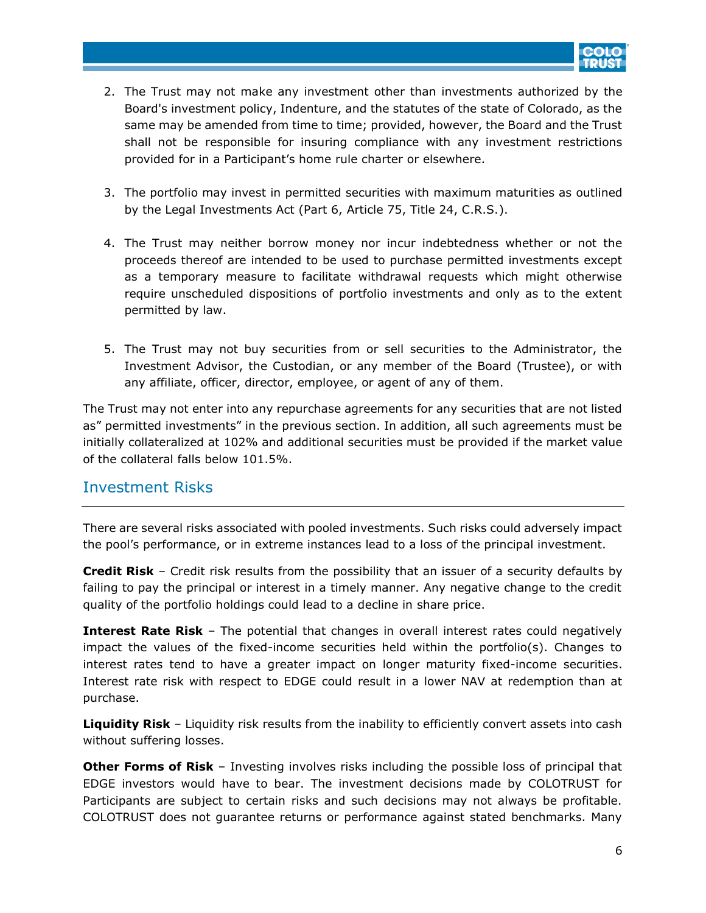2. The Trust may not make any investment other than investments authorized by the Board's investment policy, Indenture, and the statutes of the state of Colorado, as the same may be amended from time to time; provided, however, the Board and the Trust shall not be responsible for insuring compliance with any investment restrictions provided for in a Participant's home rule charter or elsewhere.

3. The portfolio may invest in permitted securities with maximum maturities as outlined by the Legal Investments Act (Part 6, Article 75, Title 24, C.R.S.).

4. The Trust may neither borrow money nor incur indebtedness whether or not the proceeds thereof are intended to be used to purchase permitted investments except as a temporary measure to facilitate withdrawal requests which might otherwise require unscheduled dispositions of portfolio investments and only as to the extent permitted by law.

5. The Trust may not buy securities from or sell securities to the Administrator, the Investment Advisor, the Custodian, or any member of the Board (Trustee), or with any affiliate, officer, director, employee, or agent of any of them.

The Trust may not enter into any repurchase agreements for any securities that are not listed as" permitted investments" in the previous section. In addition, all such agreements must be initially collateralized at 102% and additional securities must be provided if the market value of the collateral falls below 101.5%.

## Investment Risks

There are several risks associated with pooled investments. Such risks could adversely impact the pool's performance, or in extreme instances lead to a loss of the principal investment.

**Credit Risk** – Credit risk results from the possibility that an issuer of a security defaults by failing to pay the principal or interest in a timely manner. Any negative change to the credit quality of the portfolio holdings could lead to a decline in share price.

**Interest Rate Risk** – The potential that changes in overall interest rates could negatively impact the values of the fixed-income securities held within the portfolio(s). Changes to interest rates tend to have a greater impact on longer maturity fixed-income securities. Interest rate risk with respect to EDGE could result in a lower NAV at redemption than at purchase.

**Liquidity Risk** – Liquidity risk results from the inability to efficiently convert assets into cash without suffering losses.

**Other Forms of Risk** – Investing involves risks including the possible loss of principal that EDGE investors would have to bear. The investment decisions made by COLOTRUST for Participants are subject to certain risks and such decisions may not always be profitable. COLOTRUST does not guarantee returns or performance against stated benchmarks. Many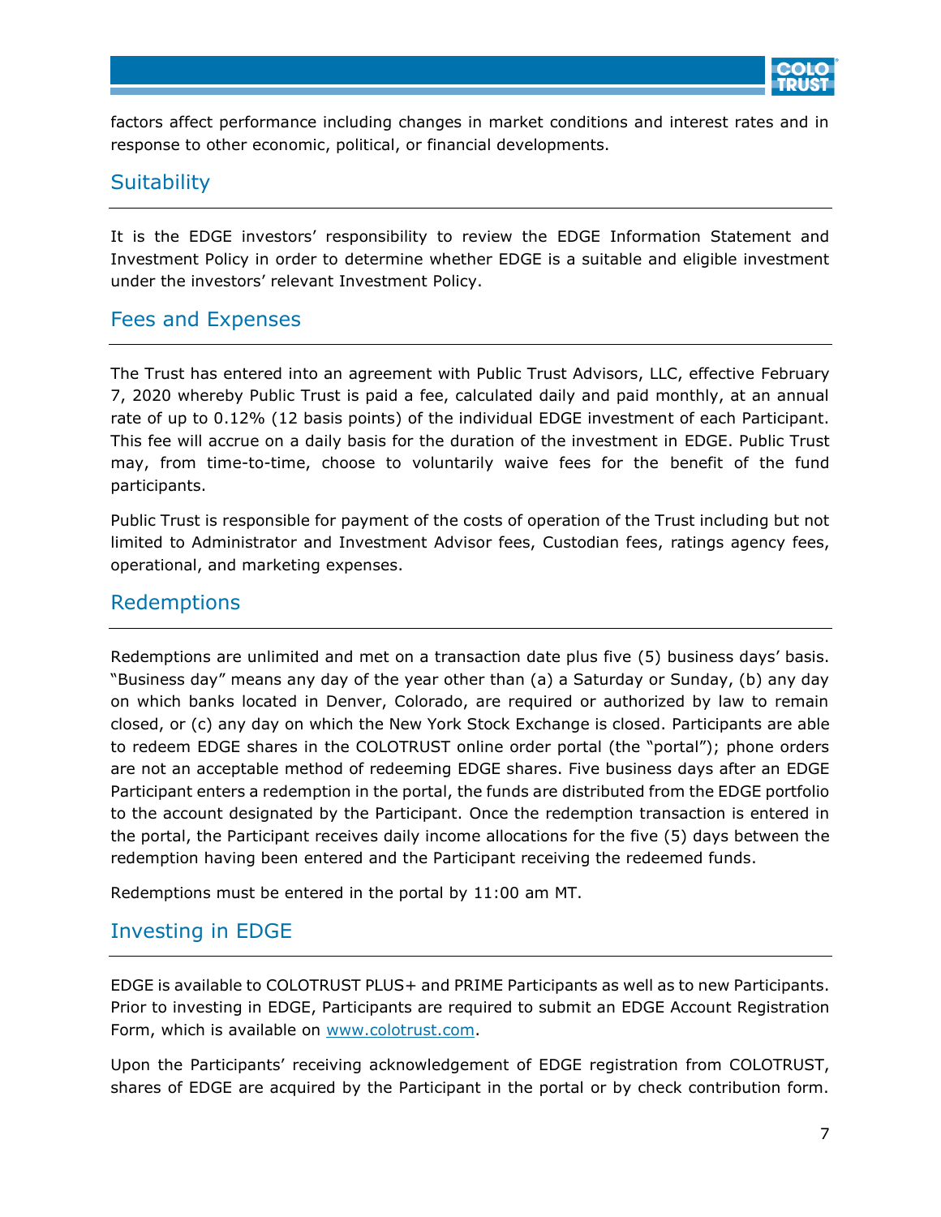factors affect performance including changes in market conditions and interest rates and in response to other economic, political, or financial developments.

## Suitability

It is the EDGE investors' responsibility to review the EDGE Information Statement and Investment Policy in order to determine whether EDGE is a suitable and eligible investment under the investors' relevant Investment Policy.

## Fees and Expenses

The Trust has entered into an agreement with Public Trust Advisors, LLC, effective February 7, 2020 whereby Public Trust is paid a fee, calculated daily and paid monthly, at an annual rate of up to 0.12% (12 basis points) of the individual EDGE investment of each Participant. This fee will accrue on a daily basis for the duration of the investment in EDGE. Public Trust may, from time-to-time, choose to voluntarily waive fees for the benefit of the fund participants.

Public Trust is responsible for payment of the costs of operation of the Trust including but not limited to Administrator and Investment Advisor fees, Custodian fees, ratings agency fees, operational, and marketing expenses.

## Redemptions

Redemptions are unlimited and met on a transaction date plus five (5) business days' basis. "Business day" means any day of the year other than (a) a Saturday or Sunday, (b) any day on which banks located in Denver, Colorado, are required or authorized by law to remain closed, or (c) any day on which the New York Stock Exchange is closed. Participants are able to redeem EDGE shares in the COLOTRUST online order portal (the "portal"); phone orders are not an acceptable method of redeeming EDGE shares. Five business days after an EDGE Participant enters a redemption in the portal, the funds are distributed from the EDGE portfolio to the account designated by the Participant. Once the redemption transaction is entered in the portal, the Participant receives daily income allocations for the five (5) days between the redemption having been entered and the Participant receiving the redeemed funds.

Redemptions must be entered in the portal by 11:00 am MT.

## Investing in EDGE

EDGE is available to COLOTRUST PLUS+ and PRIME Participants as well as to new Participants. Prior to investing in EDGE, Participants are required to submit an EDGE Account Registration Form, which is available on [www.colotrust.com](www.colotrust.com).

Upon the Participants' receiving acknowledgement of EDGE registration from COLOTRUST, shares of EDGE are acquired by the Participant in the portal or by check contribution form.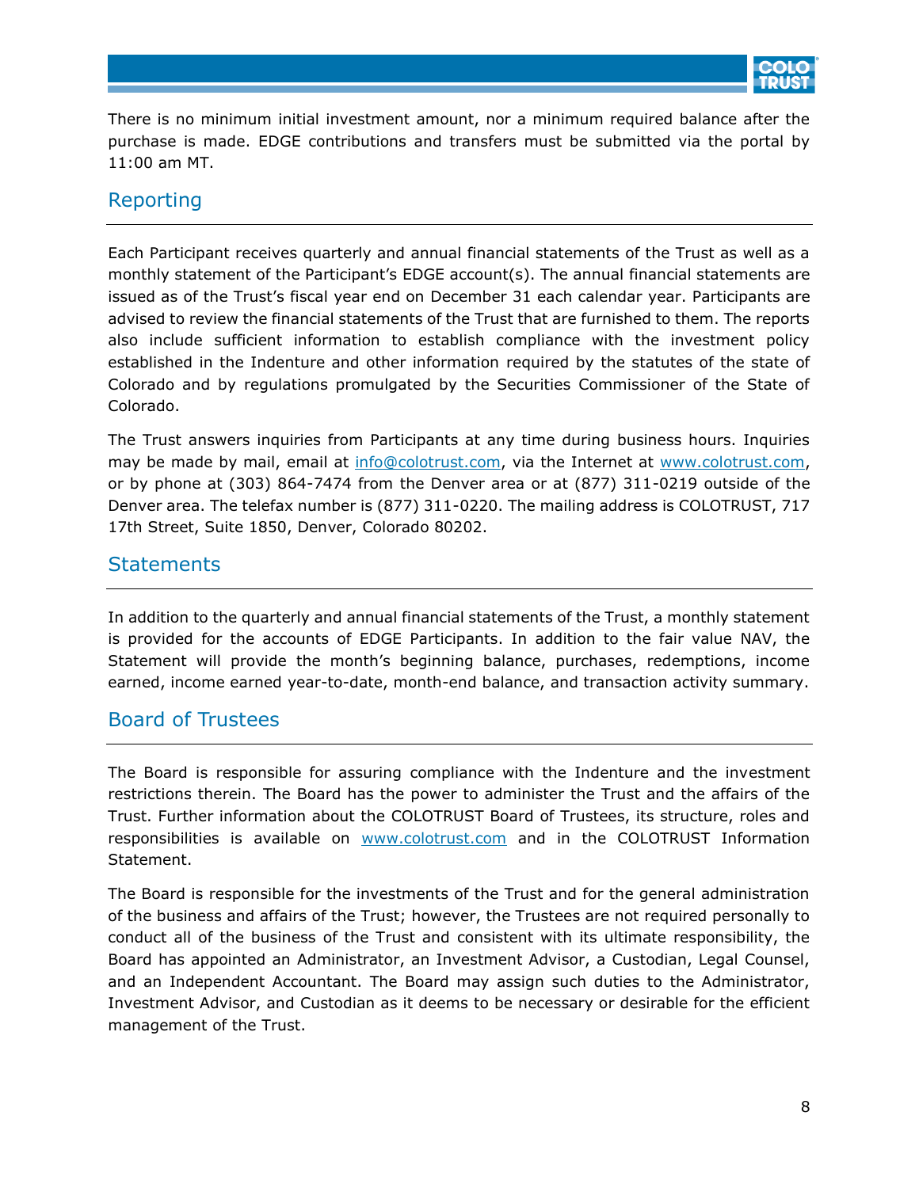There is no minimum initial investment amount, nor a minimum required balance after the purchase is made. EDGE contributions and transfers must be submitted via the portal by 11:00 am MT.

## Reporting

Each Participant receives quarterly and annual financial statements of the Trust as well as a monthly statement of the Participant's EDGE account(s). The annual financial statements are issued as of the Trust's fiscal year end on December 31 each calendar year. Participants are advised to review the financial statements of the Trust that are furnished to them. The reports also include sufficient information to establish compliance with the investment policy established in the Indenture and other information required by the statutes of the state of Colorado and by regulations promulgated by the Securities Commissioner of the State of Colorado.

The Trust answers inquiries from Participants at any time during business hours. Inquiries may be made by mail, email at info@colotrust.com, via the Internet at www.colotrust.com, or by phone at (303) 864-7474 from the Denver area or at (877) 311-0219 outside of the Denver area. The telefax number is (877) 311-0220. The mailing address is COLOTRUST, 717 17th Street, Suite 1850, Denver, Colorado 80202.

## Statements

In addition to the quarterly and annual financial statements of the Trust, a monthly statement is provided for the accounts of EDGE Participants. In addition to the fair value NAV, the Statement will provide the month's beginning balance, purchases, redemptions, income earned, income earned year-to-date, month-end balance, and transaction activity summary.

## Board of Trustees

The Board is responsible for assuring compliance with the Indenture and the investment restrictions therein. The Board has the power to administer the Trust and the affairs of the Trust. Further information about the COLOTRUST Board of Trustees, its structure, roles and responsibilities is available on www.colotrust.com and in the COLOTRUST Information Statement.

The Board is responsible for the investments of the Trust and for the general administration of the business and affairs of the Trust; however, the Trustees are not required personally to conduct all of the business of the Trust and consistent with its ultimate responsibility, the Board has appointed an Administrator, an Investment Advisor, a Custodian, Legal Counsel, and an Independent Accountant. The Board may assign such duties to the Administrator, Investment Advisor, and Custodian as it deems to be necessary or desirable for the efficient management of the Trust.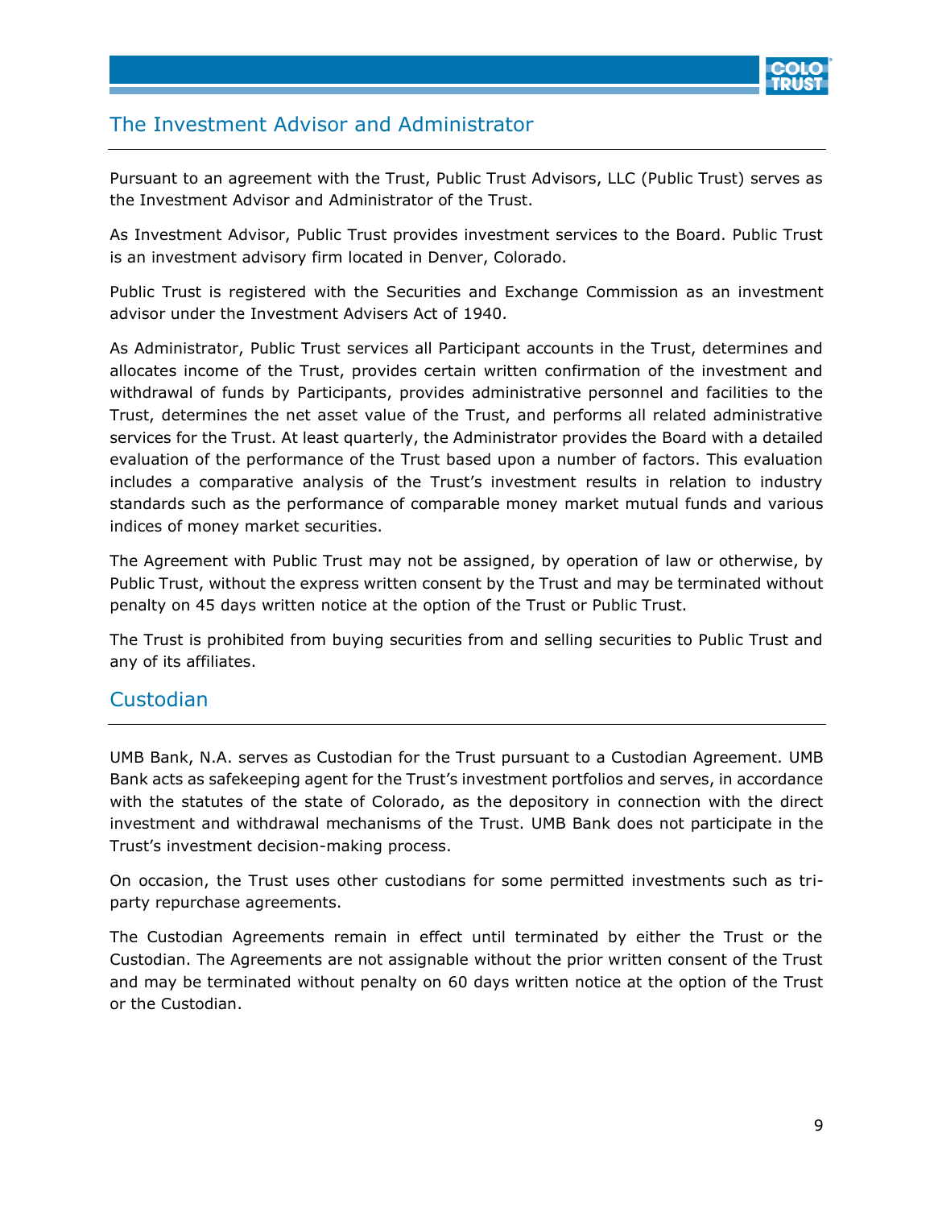## The Investment Advisor and Administrator

Pursuant to an agreement with the Trust, Public Trust Advisors, LLC (Public Trust) serves as the Investment Advisor and Administrator of the Trust.

As Investment Advisor, Public Trust provides investment services to the Board. Public Trust is an investment advisory firm located in Denver, Colorado.

Public Trust is registered with the Securities and Exchange Commission as an investment advisor under the Investment Advisers Act of 1940.

As Administrator, Public Trust services all Participant accounts in the Trust, determines and allocates income of the Trust, provides certain written confirmation of the investment and withdrawal of funds by Participants, provides administrative personnel and facilities to the Trust, determines the net asset value of the Trust, and performs all related administrative services for the Trust. At least quarterly, the Administrator provides the Board with a detailed evaluation of the performance of the Trust based upon a number of factors. This evaluation includes a comparative analysis of the Trust's investment results in relation to industry standards such as the performance of comparable money market mutual funds and various indices of money market securities.

The Agreement with Public Trust may not be assigned, by operation of law or otherwise, by Public Trust, without the express written consent by the Trust and may be terminated without penalty on 45 days written notice at the option of the Trust or Public Trust.

The Trust is prohibited from buying securities from and selling securities to Public Trust and any of its affiliates.

## Custodian

UMB Bank, N.A. serves as Custodian for the Trust pursuant to a Custodian Agreement. UMB Bank acts as safekeeping agent for the Trust's investment portfolios and serves, in accordance with the statutes of the state of Colorado, as the depository in connection with the direct investment and withdrawal mechanisms of the Trust. UMB Bank does not participate in the Trust's investment decision-making process.

On occasion, the Trust uses other custodians for some permitted investments such as tri-party repurchase agreements.

The Custodian Agreements remain in effect until terminated by either the Trust or the Custodian. The Agreements are not assignable without the prior written consent of the Trust and may be terminated without penalty on 60 days written notice at the option of the Trust or the Custodian.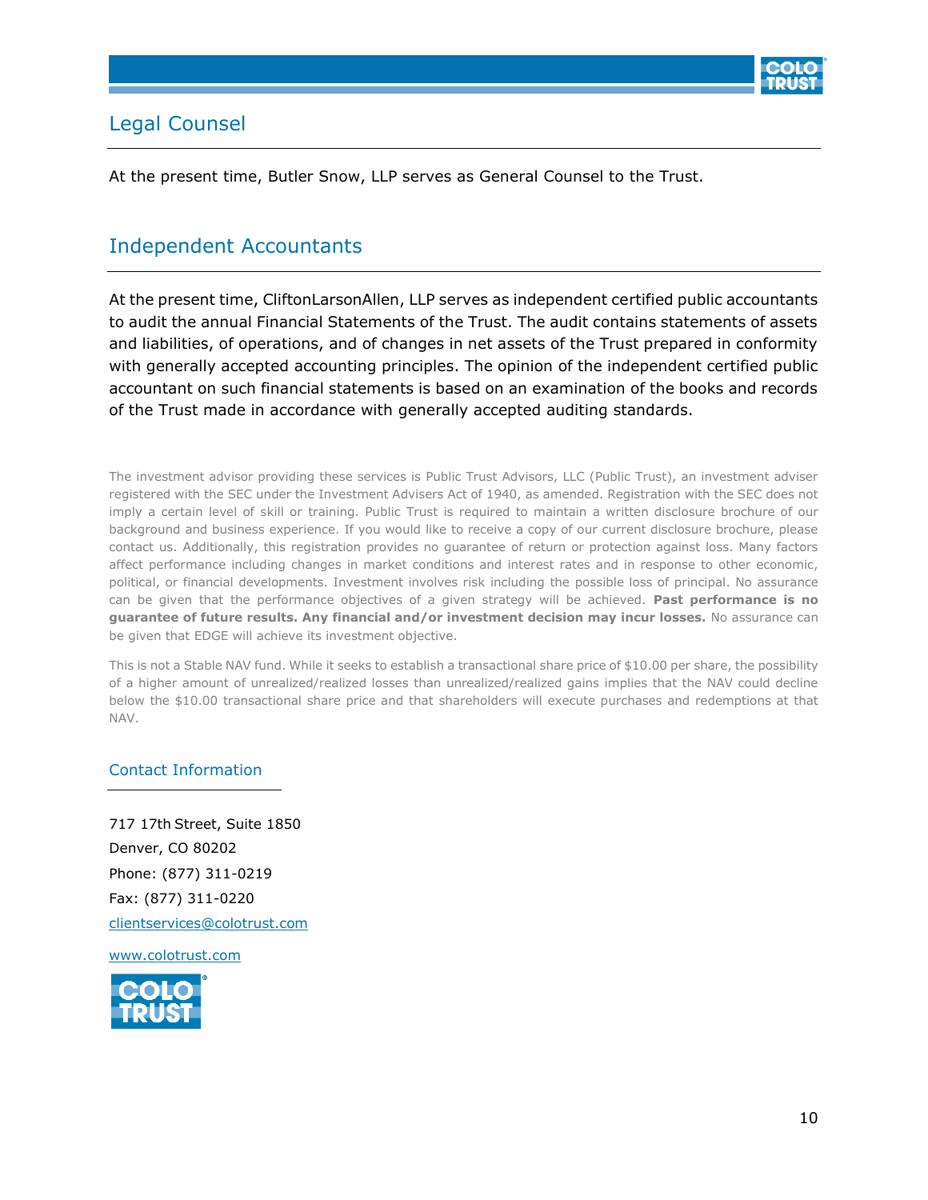## Legal Counsel

At the present time, Butler Snow, LLP serves as General Counsel to the Trust.

## Independent Accountants

At the present time, CliftonLarsonAllen, LLP serves as independent certified public accountants to audit the annual Financial Statements of the Trust. The audit contains statements of assets and liabilities, of operations, and of changes in net assets of the Trust prepared in conformity with generally accepted accounting principles. The opinion of the independent certified public accountant on such financial statements is based on an examination of the books and records of the Trust made in accordance with generally accepted auditing standards.

The investment advisor providing these services is Public Trust Advisors, LLC (Public Trust), an investment adviser registered with the SEC under the Investment Advisers Act of 1940, as amended. Registration with the SEC does not imply a certain level of skill or training. Public Trust is required to maintain a written disclosure brochure of our background and business experience. If you would like to receive a copy of our current disclosure brochure, please contact us. Additionally, this registration provides no guarantee of return or protection against loss. Many factors affect performance including changes in market conditions and interest rates and in response to other economic, political, or financial developments. Investment involves risk including the possible loss of principal. No assurance can be given that the performance objectives of a given strategy will be achieved. **Past performance is no guarantee of future results. Any financial and/or investment decision may incur losses.** No assurance can be given that EDGE will achieve its investment objective.

This is not a Stable NAV fund. While it seeks to establish a transactional share price of $10.00 per share, the possibility of a higher amount of unrealized/realized losses than unrealized/realized gains implies that the NAV could decline below the $10.00 transactional share price and that shareholders will execute purchases and redemptions at that NAV.

### Contact Information

717 17th Street, Suite 1850
Denver, CO 80202
Phone: (877) 311-0219
Fax: (877) 311-0220
clientservices@colotrust.com

www.colotrust.com